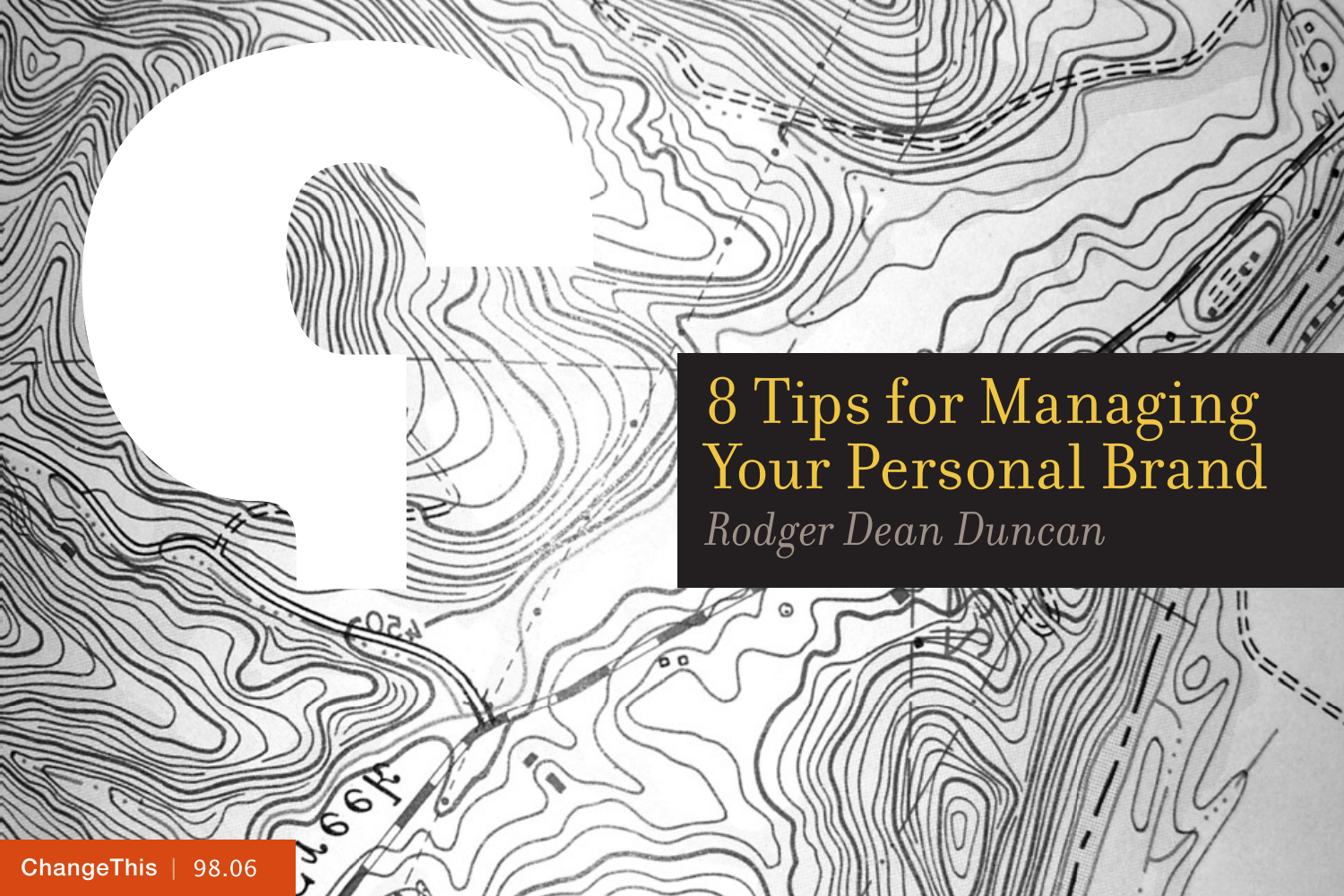# 8 Tips for Managing Your Personal Brand

*Rodger Dean Duncan*

ChangeThis | 98.06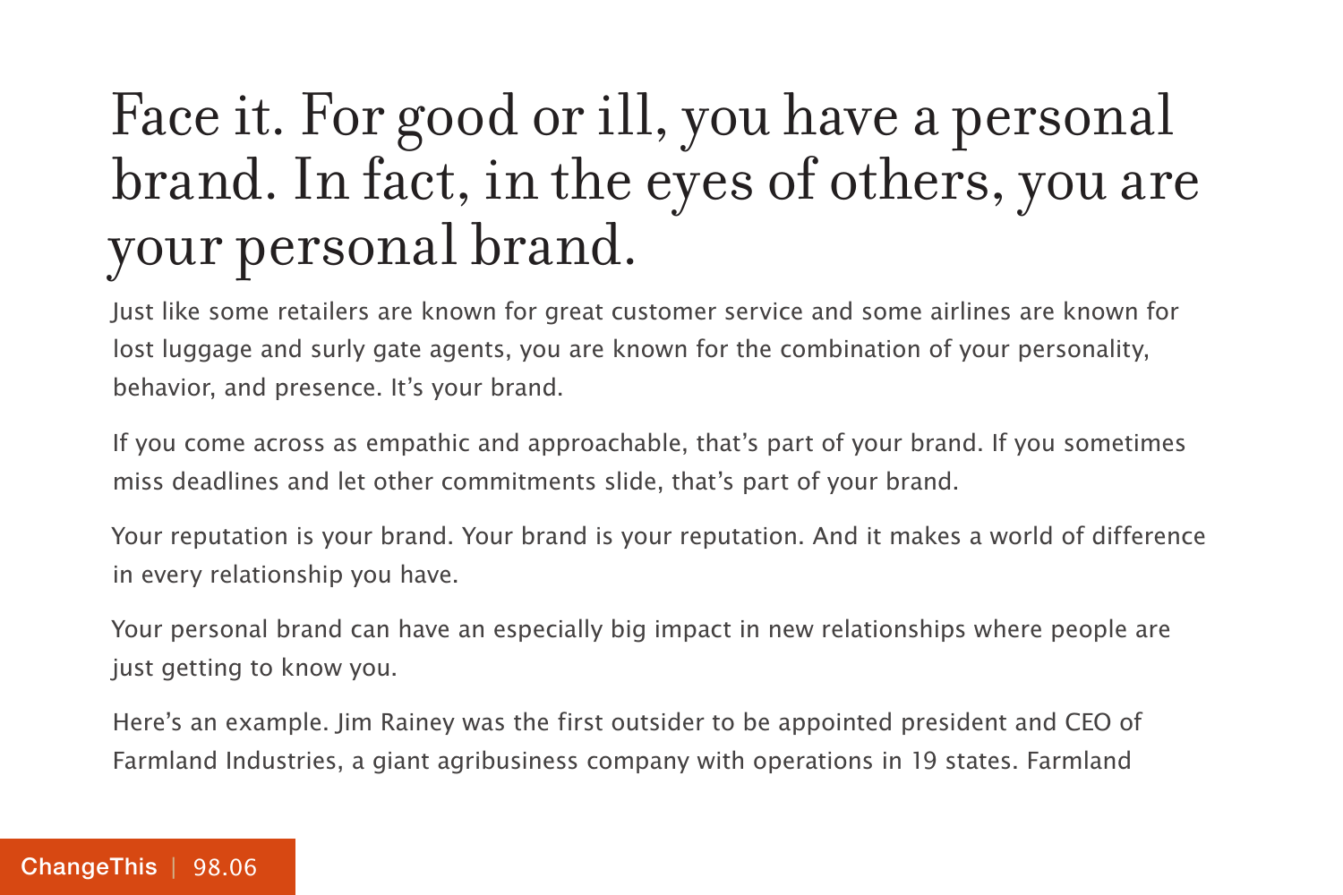# Face it. For good or ill, you have a personal brand. In fact, in the eyes of others, you are your personal brand.

Just like some retailers are known for great customer service and some airlines are known for lost luggage and surly gate agents, you are known for the combination of your personality, behavior, and presence. It's your brand.

If you come across as empathic and approachable, that's part of your brand. If you sometimes miss deadlines and let other commitments slide, that's part of your brand.

Your reputation is your brand. Your brand is your reputation. And it makes a world of difference in every relationship you have.

Your personal brand can have an especially big impact in new relationships where people are just getting to know you.

Here's an example. Jim Rainey was the first outsider to be appointed president and CEO of Farmland Industries, a giant agribusiness company with operations in 19 states. Farmland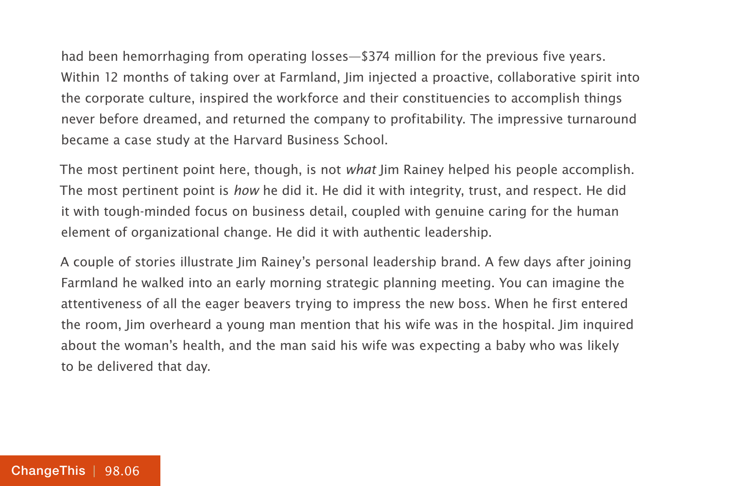had been hemorrhaging from operating losses—$374 million for the previous five years. Within 12 months of taking over at Farmland, Jim injected a proactive, collaborative spirit into the corporate culture, inspired the workforce and their constituencies to accomplish things never before dreamed, and returned the company to profitability. The impressive turnaround became a case study at the Harvard Business School.

The most pertinent point here, though, is not *what* Jim Rainey helped his people accomplish. The most pertinent point is *how* he did it. He did it with integrity, trust, and respect. He did it with tough-minded focus on business detail, coupled with genuine caring for the human element of organizational change. He did it with authentic leadership.

A couple of stories illustrate Jim Rainey's personal leadership brand. A few days after joining Farmland he walked into an early morning strategic planning meeting. You can imagine the attentiveness of all the eager beavers trying to impress the new boss. When he first entered the room, Jim overheard a young man mention that his wife was in the hospital. Jim inquired about the woman's health, and the man said his wife was expecting a baby who was likely to be delivered that day.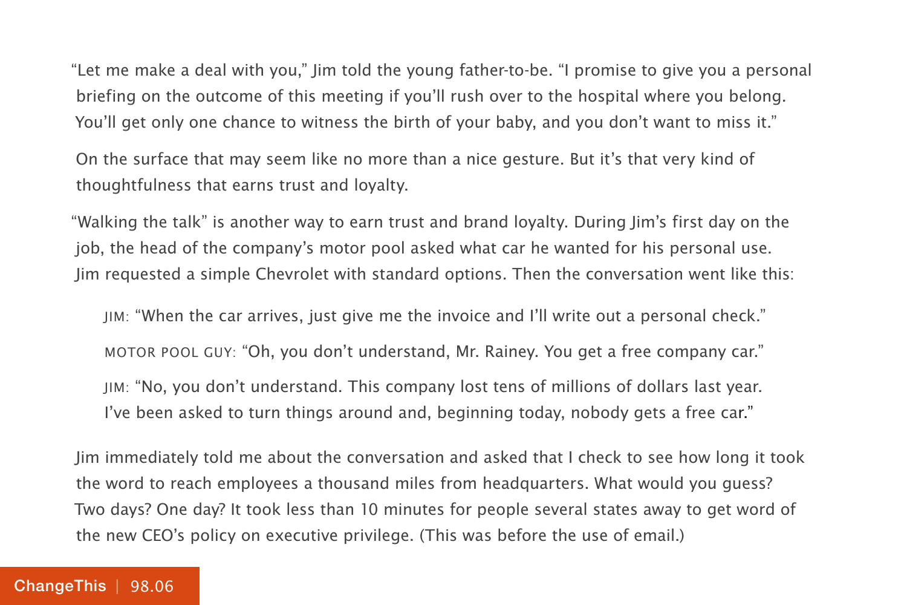"Let me make a deal with you," Jim told the young father-to-be. "I promise to give you a personal briefing on the outcome of this meeting if you'll rush over to the hospital where you belong. You'll get only one chance to witness the birth of your baby, and you don't want to miss it."

On the surface that may seem like no more than a nice gesture. But it's that very kind of thoughtfulness that earns trust and loyalty.

"Walking the talk" is another way to earn trust and brand loyalty. During Jim's first day on the job, the head of the company's motor pool asked what car he wanted for his personal use. Jim requested a simple Chevrolet with standard options. Then the conversation went like this:

> JIM: "When the car arrives, just give me the invoice and I'll write out a personal check."
>
> MOTOR POOL GUY: "Oh, you don't understand, Mr. Rainey. You get a free company car."
>
> JIM: "No, you don't understand. This company lost tens of millions of dollars last year. I've been asked to turn things around and, beginning today, nobody gets a free car."

Jim immediately told me about the conversation and asked that I check to see how long it took the word to reach employees a thousand miles from headquarters. What would you guess? Two days? One day? It took less than 10 minutes for people several states away to get word of the new CEO's policy on executive privilege. (This was before the use of email.)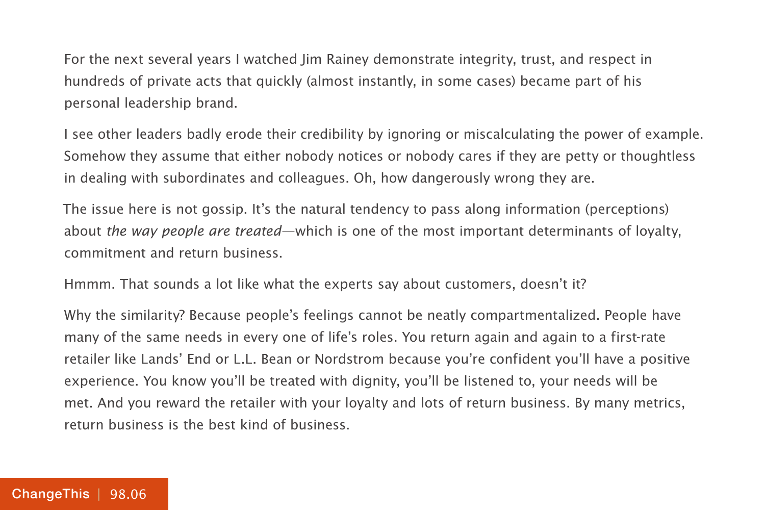For the next several years I watched Jim Rainey demonstrate integrity, trust, and respect in hundreds of private acts that quickly (almost instantly, in some cases) became part of his personal leadership brand.

I see other leaders badly erode their credibility by ignoring or miscalculating the power of example. Somehow they assume that either nobody notices or nobody cares if they are petty or thoughtless in dealing with subordinates and colleagues. Oh, how dangerously wrong they are.

The issue here is not gossip. It's the natural tendency to pass along information (perceptions) about *the way people are treated*—which is one of the most important determinants of loyalty, commitment and return business.

Hmmm. That sounds a lot like what the experts say about customers, doesn't it?

Why the similarity? Because people's feelings cannot be neatly compartmentalized. People have many of the same needs in every one of life's roles. You return again and again to a first-rate retailer like Lands' End or L.L. Bean or Nordstrom because you're confident you'll have a positive experience. You know you'll be treated with dignity, you'll be listened to, your needs will be met. And you reward the retailer with your loyalty and lots of return business. By many metrics, return business is the best kind of business.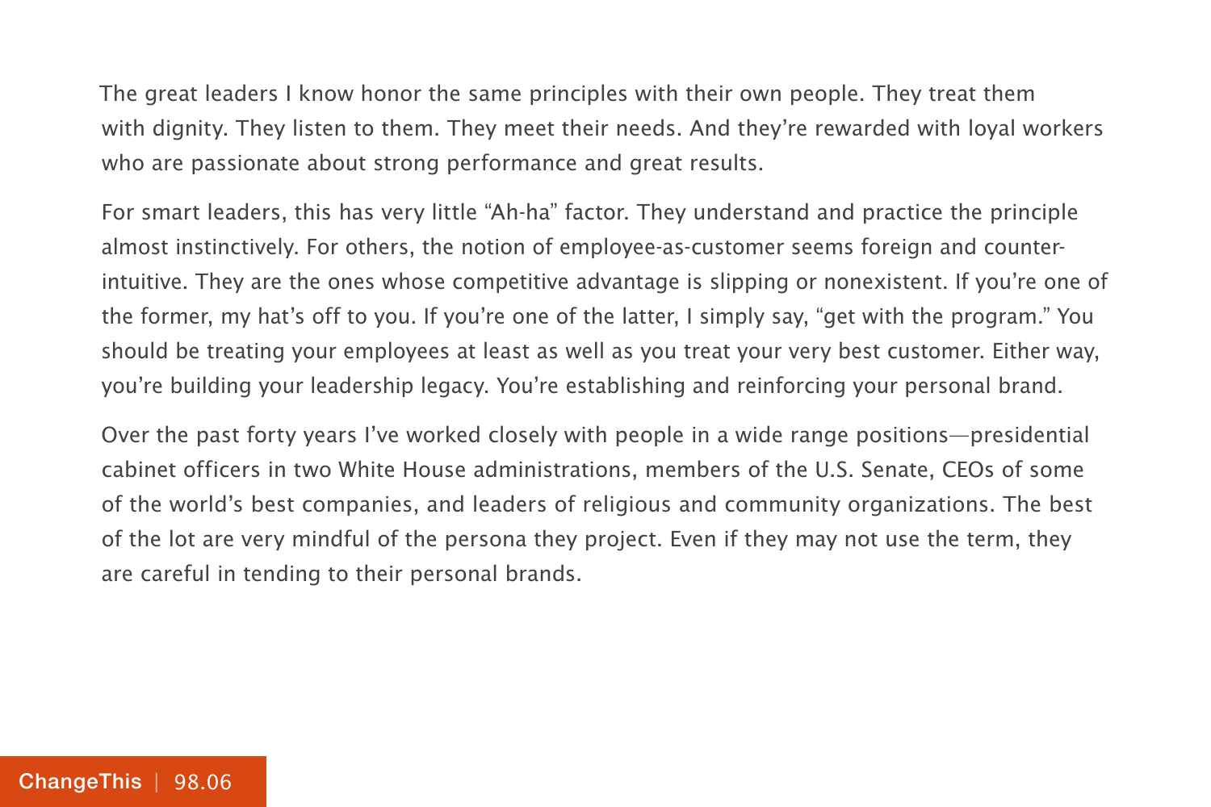The great leaders I know honor the same principles with their own people. They treat them with dignity. They listen to them. They meet their needs. And they're rewarded with loyal workers who are passionate about strong performance and great results.

For smart leaders, this has very little "Ah-ha" factor. They understand and practice the principle almost instinctively. For others, the notion of employee-as-customer seems foreign and counter-intuitive. They are the ones whose competitive advantage is slipping or nonexistent. If you're one of the former, my hat's off to you. If you're one of the latter, I simply say, "get with the program." You should be treating your employees at least as well as you treat your very best customer. Either way, you're building your leadership legacy. You're establishing and reinforcing your personal brand.

Over the past forty years I've worked closely with people in a wide range positions—presidential cabinet officers in two White House administrations, members of the U.S. Senate, CEOs of some of the world's best companies, and leaders of religious and community organizations. The best of the lot are very mindful of the persona they project. Even if they may not use the term, they are careful in tending to their personal brands.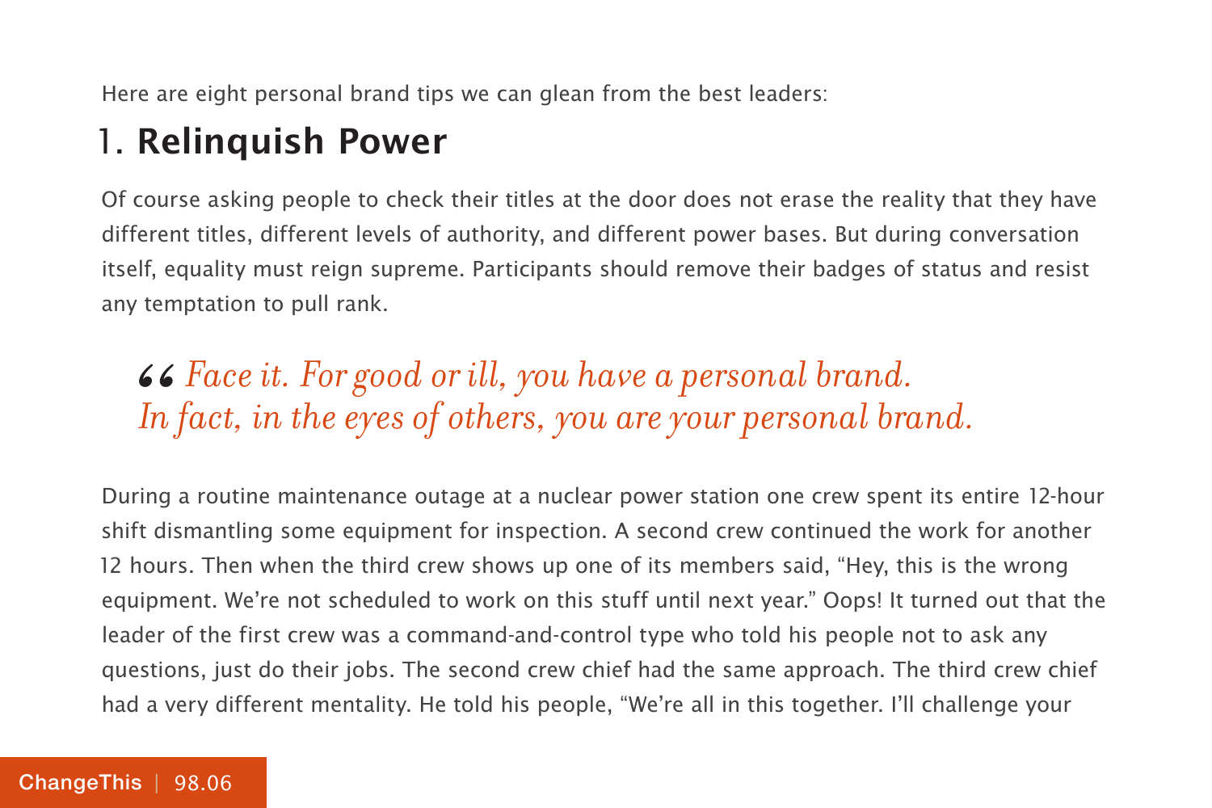Here are eight personal brand tips we can glean from the best leaders:

## 1. Relinquish Power

Of course asking people to check their titles at the door does not erase the reality that they have different titles, different levels of authority, and different power bases. But during conversation itself, equality must reign supreme. Participants should remove their badges of status and resist any temptation to pull rank.

> *“Face it. For good or ill, you have a personal brand. In fact, in the eyes of others, you are your personal brand.*

During a routine maintenance outage at a nuclear power station one crew spent its entire 12-hour shift dismantling some equipment for inspection. A second crew continued the work for another 12 hours. Then when the third crew shows up one of its members said, “Hey, this is the wrong equipment. We’re not scheduled to work on this stuff until next year.” Oops! It turned out that the leader of the first crew was a command-and-control type who told his people not to ask any questions, just do their jobs. The second crew chief had the same approach. The third crew chief had a very different mentality. He told his people, “We’re all in this together. I’ll challenge your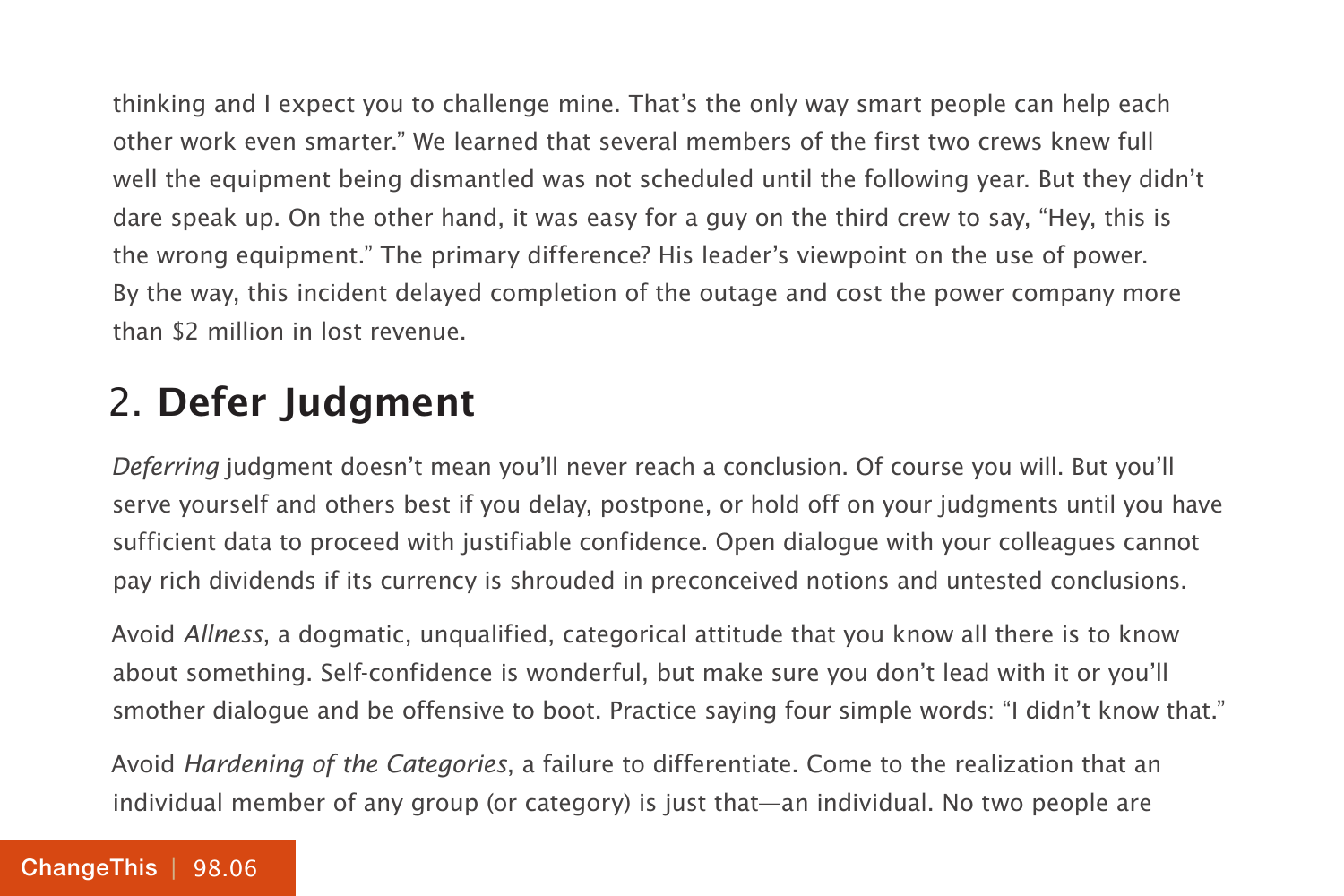thinking and I expect you to challenge mine. That's the only way smart people can help each other work even smarter." We learned that several members of the first two crews knew full well the equipment being dismantled was not scheduled until the following year. But they didn't dare speak up. On the other hand, it was easy for a guy on the third crew to say, "Hey, this is the wrong equipment." The primary difference? His leader's viewpoint on the use of power. By the way, this incident delayed completion of the outage and cost the power company more than $2 million in lost revenue.

## 2. **Defer Judgment**

*Deferring* judgment doesn't mean you'll never reach a conclusion. Of course you will. But you'll serve yourself and others best if you delay, postpone, or hold off on your judgments until you have sufficient data to proceed with justifiable confidence. Open dialogue with your colleagues cannot pay rich dividends if its currency is shrouded in preconceived notions and untested conclusions.

Avoid *Allness*, a dogmatic, unqualified, categorical attitude that you know all there is to know about something. Self-confidence is wonderful, but make sure you don't lead with it or you'll smother dialogue and be offensive to boot. Practice saying four simple words: "I didn't know that."

Avoid *Hardening of the Categories*, a failure to differentiate. Come to the realization that an individual member of any group (or category) is just that—an individual. No two people are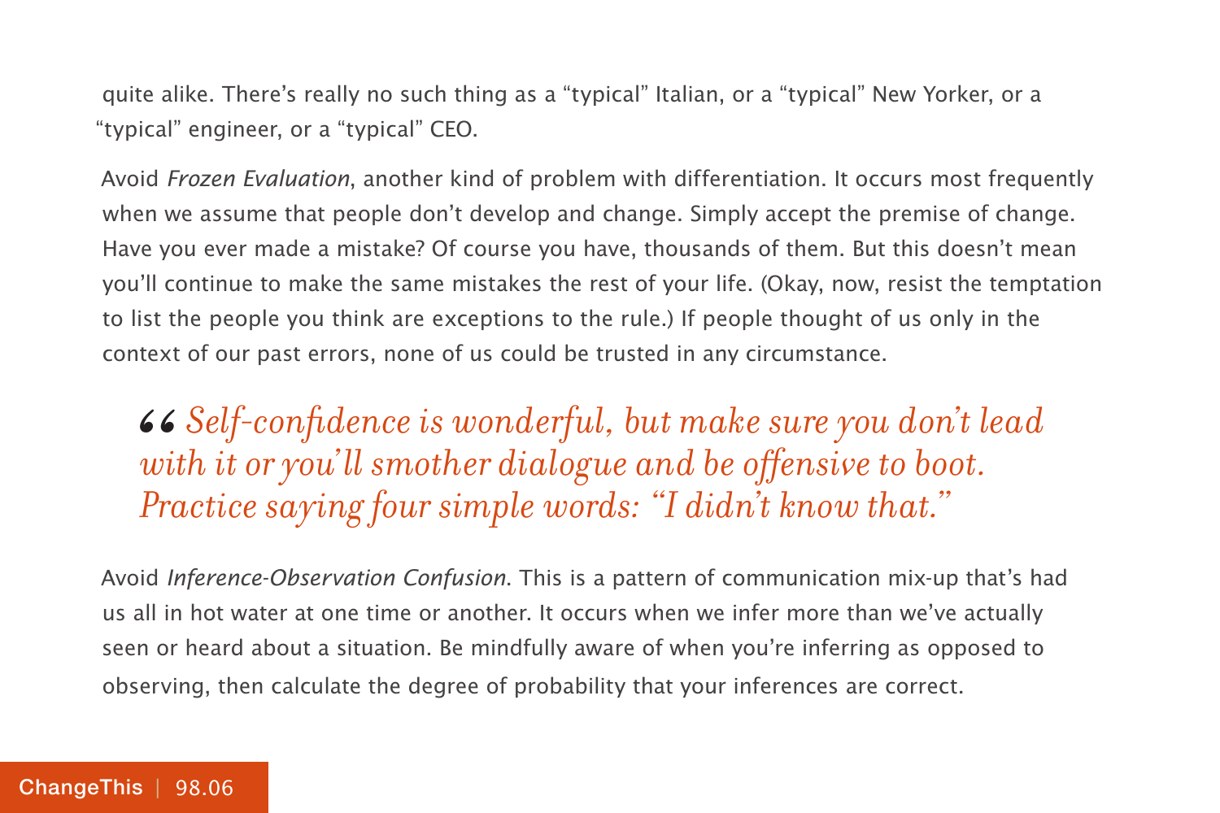quite alike. There's really no such thing as a "typical" Italian, or a "typical" New Yorker, or a "typical" engineer, or a "typical" CEO.

Avoid *Frozen Evaluation*, another kind of problem with differentiation. It occurs most frequently when we assume that people don't develop and change. Simply accept the premise of change. Have you ever made a mistake? Of course you have, thousands of them. But this doesn't mean you'll continue to make the same mistakes the rest of your life. (Okay, now, resist the temptation to list the people you think are exceptions to the rule.) If people thought of us only in the context of our past errors, none of us could be trusted in any circumstance.

> *“Self-confidence is wonderful, but make sure you don't lead with it or you'll smother dialogue and be offensive to boot. Practice saying four simple words: "I didn't know that."*

Avoid *Inference-Observation Confusion*. This is a pattern of communication mix-up that's had us all in hot water at one time or another. It occurs when we infer more than we've actually seen or heard about a situation. Be mindfully aware of when you're inferring as opposed to observing, then calculate the degree of probability that your inferences are correct.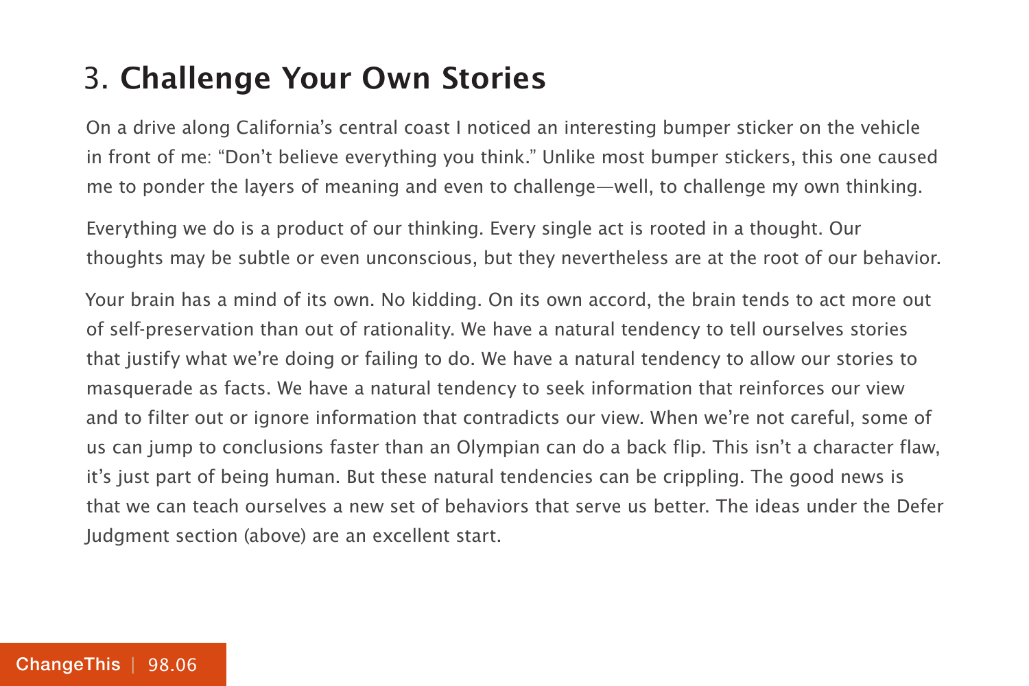## 3. **Challenge Your Own Stories**

On a drive along California's central coast I noticed an interesting bumper sticker on the vehicle in front of me: "Don't believe everything you think." Unlike most bumper stickers, this one caused me to ponder the layers of meaning and even to challenge—well, to challenge my own thinking.

Everything we do is a product of our thinking. Every single act is rooted in a thought. Our thoughts may be subtle or even unconscious, but they nevertheless are at the root of our behavior.

Your brain has a mind of its own. No kidding. On its own accord, the brain tends to act more out of self-preservation than out of rationality. We have a natural tendency to tell ourselves stories that justify what we're doing or failing to do. We have a natural tendency to allow our stories to masquerade as facts. We have a natural tendency to seek information that reinforces our view and to filter out or ignore information that contradicts our view. When we're not careful, some of us can jump to conclusions faster than an Olympian can do a back flip. This isn't a character flaw, it's just part of being human. But these natural tendencies can be crippling. The good news is that we can teach ourselves a new set of behaviors that serve us better. The ideas under the Defer Judgment section (above) are an excellent start.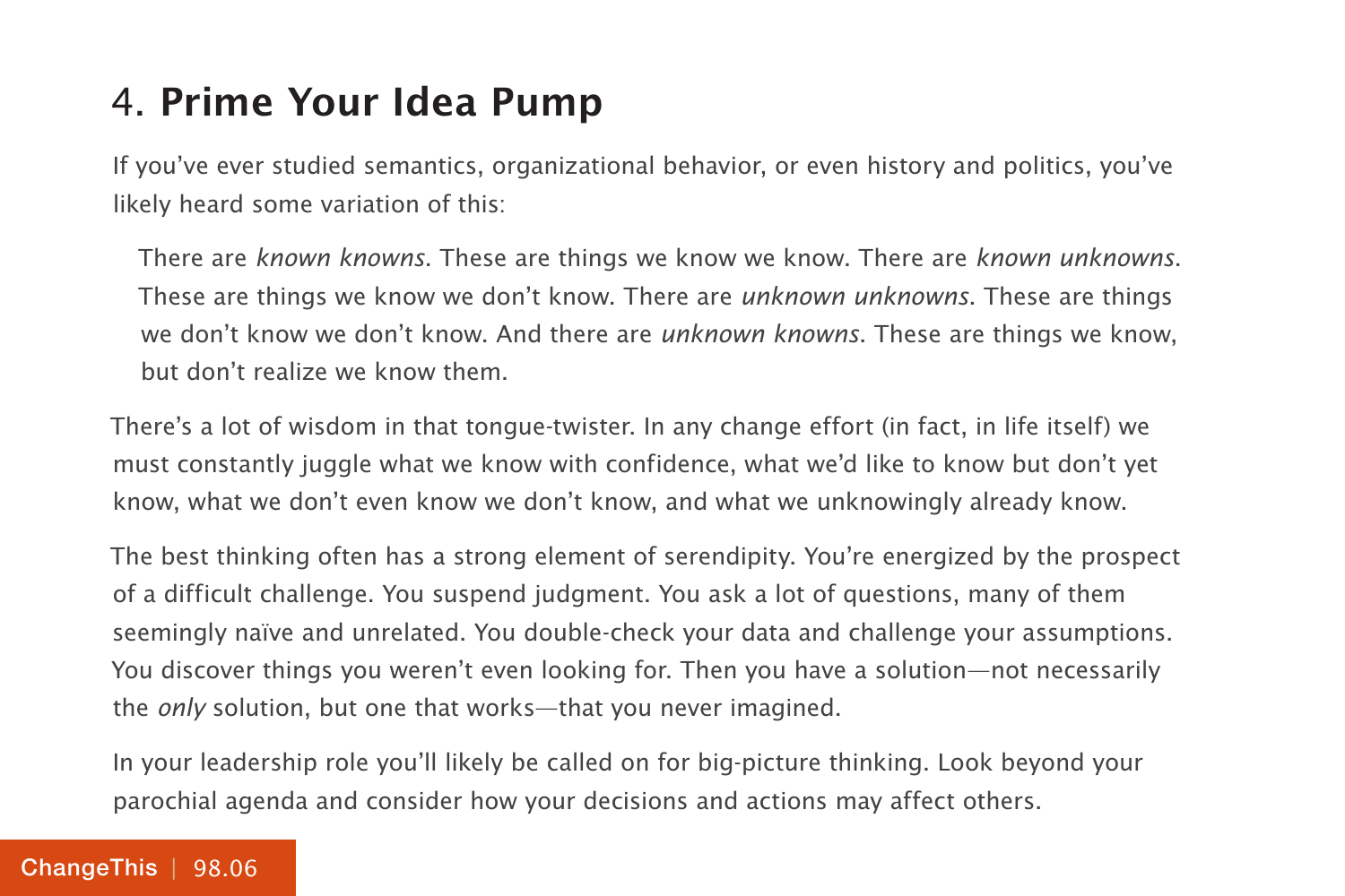## 4. **Prime Your Idea Pump**

If you've ever studied semantics, organizational behavior, or even history and politics, you've likely heard some variation of this:

> There are *known knowns*. These are things we know we know. There are *known unknowns*. These are things we know we don't know. There are *unknown unknowns*. These are things we don't know we don't know. And there are *unknown knowns*. These are things we know, but don't realize we know them.

There's a lot of wisdom in that tongue-twister. In any change effort (in fact, in life itself) we must constantly juggle what we know with confidence, what we'd like to know but don't yet know, what we don't even know we don't know, and what we unknowingly already know.

The best thinking often has a strong element of serendipity. You're energized by the prospect of a difficult challenge. You suspend judgment. You ask a lot of questions, many of them seemingly naïve and unrelated. You double-check your data and challenge your assumptions. You discover things you weren't even looking for. Then you have a solution—not necessarily the *only* solution, but one that works—that you never imagined.

In your leadership role you'll likely be called on for big-picture thinking. Look beyond your parochial agenda and consider how your decisions and actions may affect others.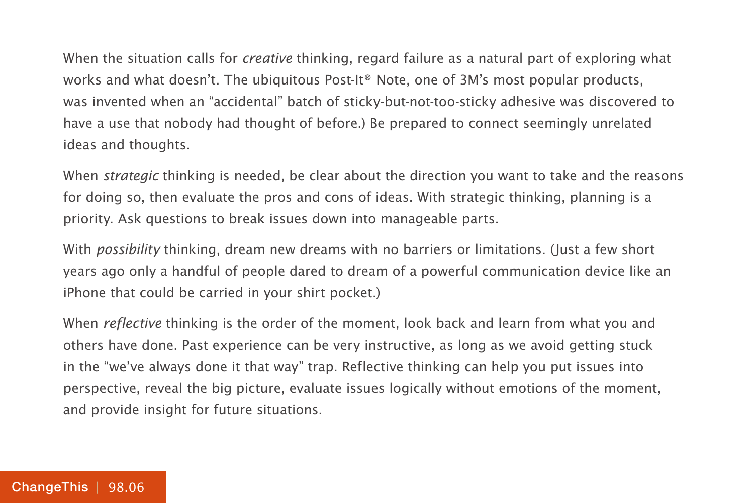When the situation calls for *creative* thinking, regard failure as a natural part of exploring what works and what doesn't. The ubiquitous Post-It® Note, one of 3M's most popular products, was invented when an "accidental" batch of sticky-but-not-too-sticky adhesive was discovered to have a use that nobody had thought of before.) Be prepared to connect seemingly unrelated ideas and thoughts.

When *strategic* thinking is needed, be clear about the direction you want to take and the reasons for doing so, then evaluate the pros and cons of ideas. With strategic thinking, planning is a priority. Ask questions to break issues down into manageable parts.

With *possibility* thinking, dream new dreams with no barriers or limitations. (Just a few short years ago only a handful of people dared to dream of a powerful communication device like an iPhone that could be carried in your shirt pocket.)

When *reflective* thinking is the order of the moment, look back and learn from what you and others have done. Past experience can be very instructive, as long as we avoid getting stuck in the "we've always done it that way" trap. Reflective thinking can help you put issues into perspective, reveal the big picture, evaluate issues logically without emotions of the moment, and provide insight for future situations.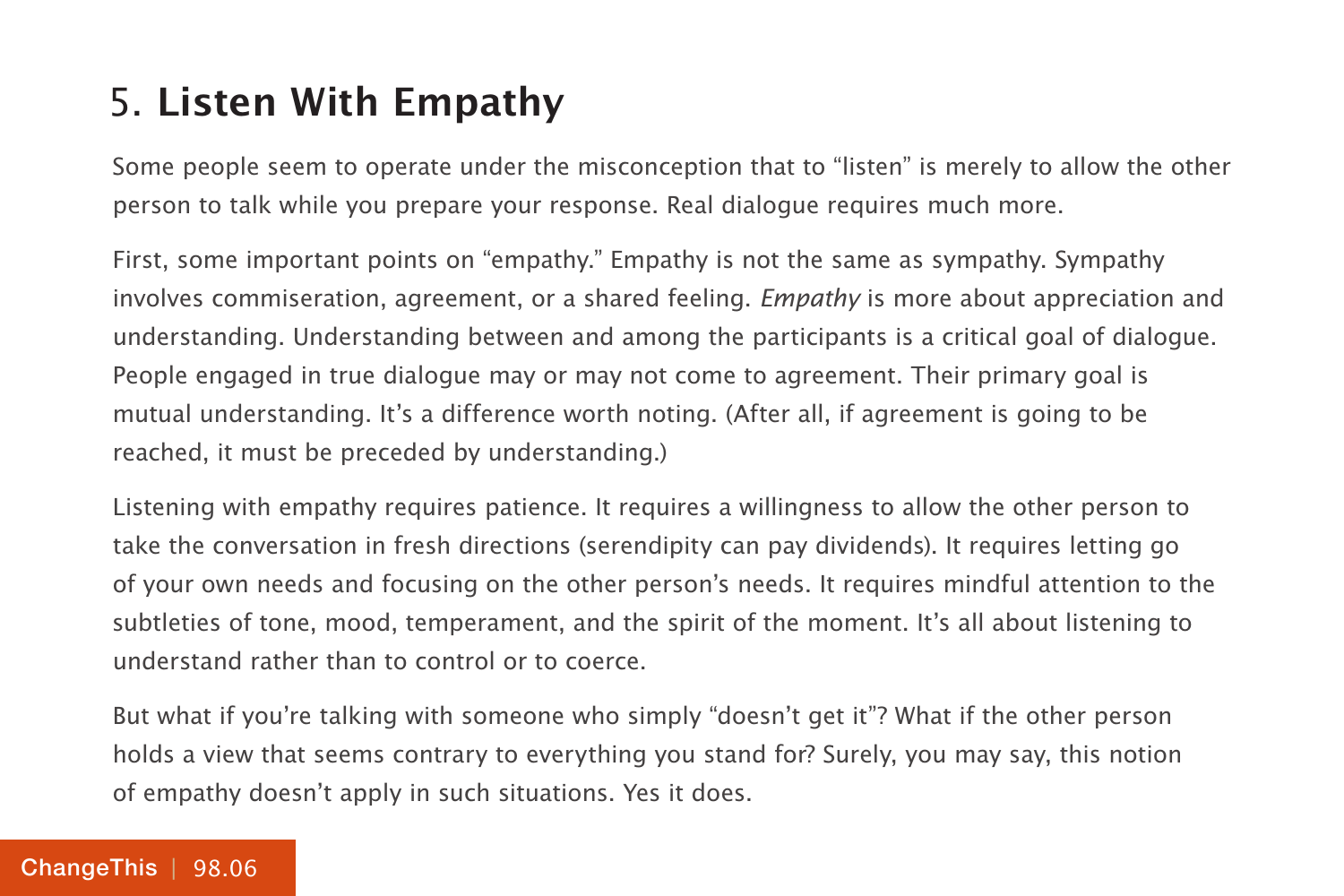## 5. **Listen With Empathy**

Some people seem to operate under the misconception that to "listen" is merely to allow the other person to talk while you prepare your response. Real dialogue requires much more.

First, some important points on "empathy." Empathy is not the same as sympathy. Sympathy involves commiseration, agreement, or a shared feeling. *Empathy* is more about appreciation and understanding. Understanding between and among the participants is a critical goal of dialogue. People engaged in true dialogue may or may not come to agreement. Their primary goal is mutual understanding. It's a difference worth noting. (After all, if agreement is going to be reached, it must be preceded by understanding.)

Listening with empathy requires patience. It requires a willingness to allow the other person to take the conversation in fresh directions (serendipity can pay dividends). It requires letting go of your own needs and focusing on the other person's needs. It requires mindful attention to the subtleties of tone, mood, temperament, and the spirit of the moment. It's all about listening to understand rather than to control or to coerce.

But what if you're talking with someone who simply "doesn't get it"? What if the other person holds a view that seems contrary to everything you stand for? Surely, you may say, this notion of empathy doesn't apply in such situations. Yes it does.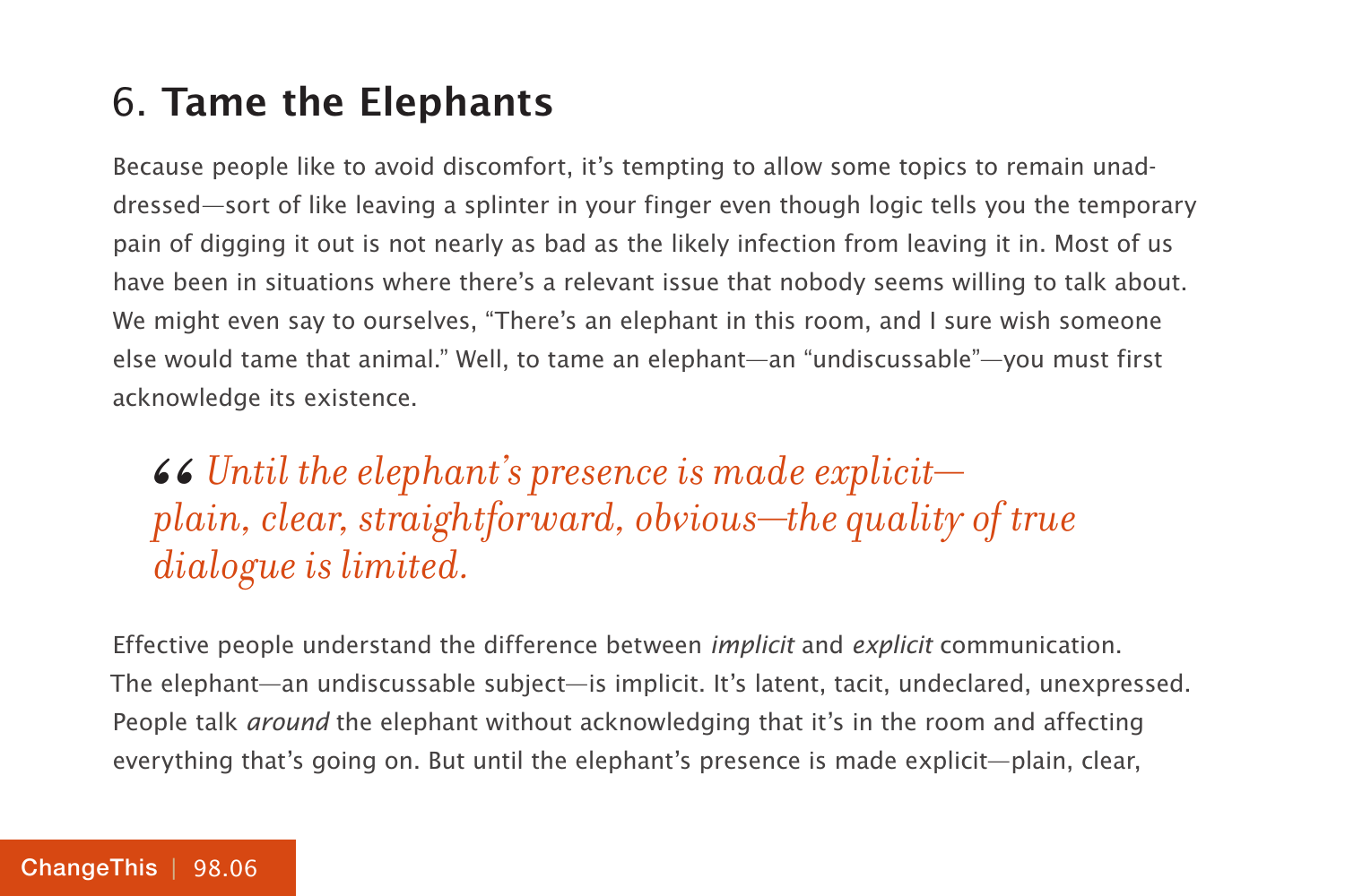## 6. **Tame the Elephants**

Because people like to avoid discomfort, it's tempting to allow some topics to remain unaddressed—sort of like leaving a splinter in your finger even though logic tells you the temporary pain of digging it out is not nearly as bad as the likely infection from leaving it in. Most of us have been in situations where there's a relevant issue that nobody seems willing to talk about. We might even say to ourselves, "There's an elephant in this room, and I sure wish someone else would tame that animal." Well, to tame an elephant—an "undiscussable"—you must first acknowledge its existence.

> *"Until the elephant's presence is made explicit—plain, clear, straightforward, obvious—the quality of true dialogue is limited.*

Effective people understand the difference between *implicit* and *explicit* communication. The elephant—an undiscussable subject—is implicit. It's latent, tacit, undeclared, unexpressed. People talk *around* the elephant without acknowledging that it's in the room and affecting everything that's going on. But until the elephant's presence is made explicit—plain, clear,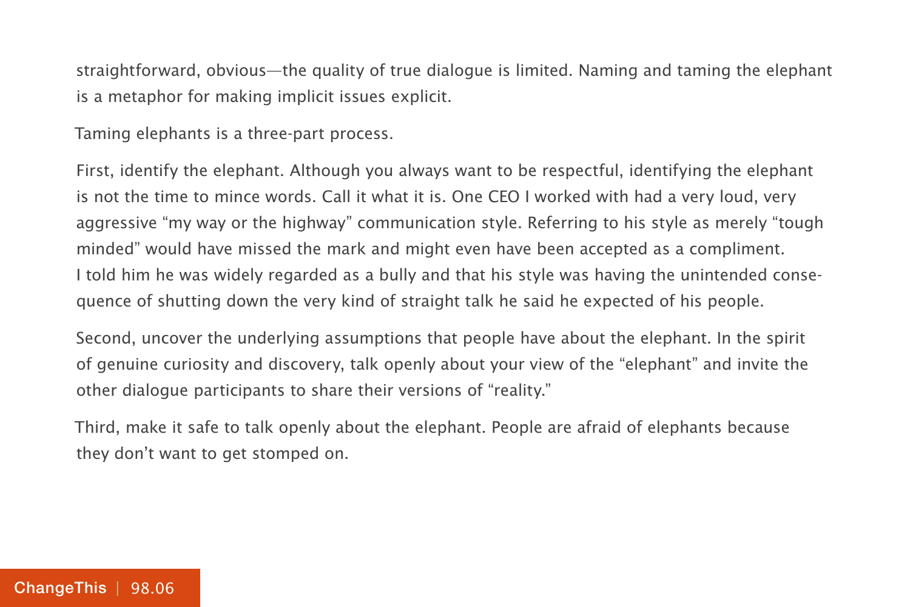straightforward, obvious—the quality of true dialogue is limited. Naming and taming the elephant is a metaphor for making implicit issues explicit.

Taming elephants is a three-part process.

First, identify the elephant. Although you always want to be respectful, identifying the elephant is not the time to mince words. Call it what it is. One CEO I worked with had a very loud, very aggressive "my way or the highway" communication style. Referring to his style as merely "tough minded" would have missed the mark and might even have been accepted as a compliment. I told him he was widely regarded as a bully and that his style was having the unintended consequence of shutting down the very kind of straight talk he said he expected of his people.

Second, uncover the underlying assumptions that people have about the elephant. In the spirit of genuine curiosity and discovery, talk openly about your view of the "elephant" and invite the other dialogue participants to share their versions of "reality."

Third, make it safe to talk openly about the elephant. People are afraid of elephants because they don't want to get stomped on.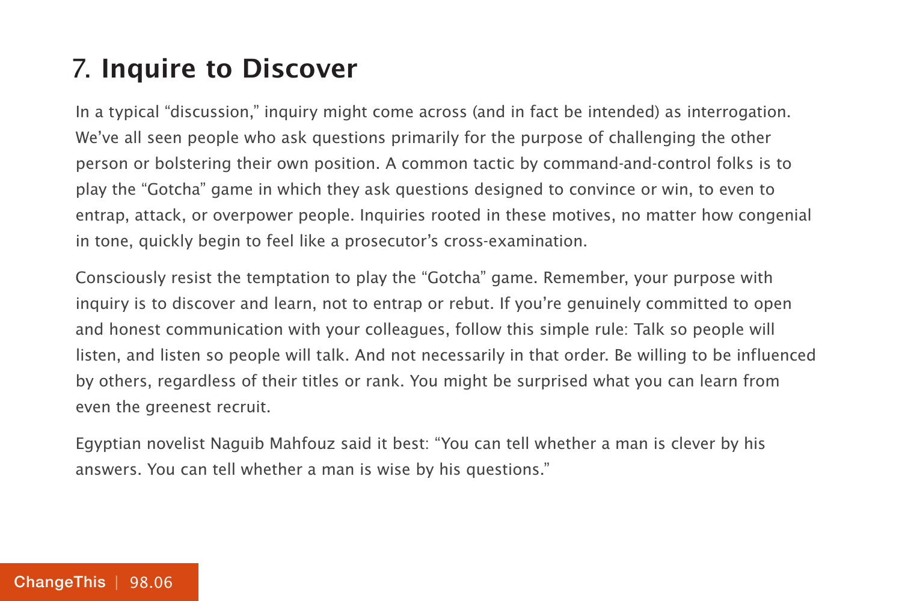## 7. **Inquire to Discover**

In a typical "discussion," inquiry might come across (and in fact be intended) as interrogation. We've all seen people who ask questions primarily for the purpose of challenging the other person or bolstering their own position. A common tactic by command-and-control folks is to play the "Gotcha" game in which they ask questions designed to convince or win, to even to entrap, attack, or overpower people. Inquiries rooted in these motives, no matter how congenial in tone, quickly begin to feel like a prosecutor's cross-examination.

Consciously resist the temptation to play the "Gotcha" game. Remember, your purpose with inquiry is to discover and learn, not to entrap or rebut. If you're genuinely committed to open and honest communication with your colleagues, follow this simple rule: Talk so people will listen, and listen so people will talk. And not necessarily in that order. Be willing to be influenced by others, regardless of their titles or rank. You might be surprised what you can learn from even the greenest recruit.

Egyptian novelist Naguib Mahfouz said it best: "You can tell whether a man is clever by his answers. You can tell whether a man is wise by his questions."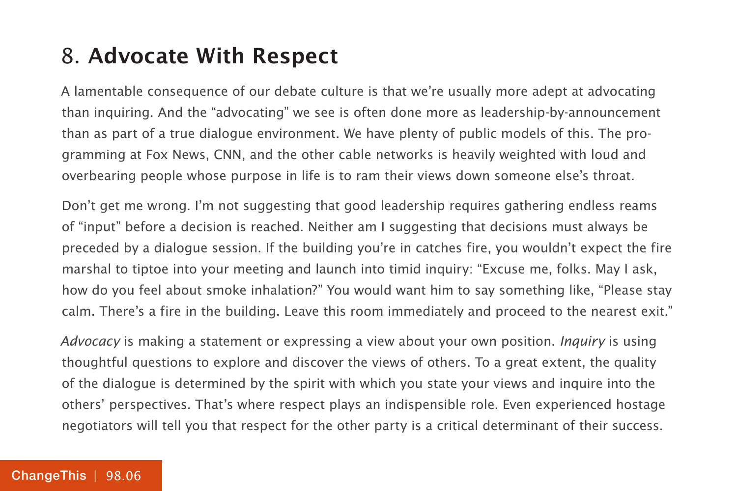## 8. **Advocate With Respect**

A lamentable consequence of our debate culture is that we're usually more adept at advocating than inquiring. And the "advocating" we see is often done more as leadership-by-announcement than as part of a true dialogue environment. We have plenty of public models of this. The programming at Fox News, CNN, and the other cable networks is heavily weighted with loud and overbearing people whose purpose in life is to ram their views down someone else's throat.

Don't get me wrong. I'm not suggesting that good leadership requires gathering endless reams of "input" before a decision is reached. Neither am I suggesting that decisions must always be preceded by a dialogue session. If the building you're in catches fire, you wouldn't expect the fire marshal to tiptoe into your meeting and launch into timid inquiry: "Excuse me, folks. May I ask, how do you feel about smoke inhalation?" You would want him to say something like, "Please stay calm. There's a fire in the building. Leave this room immediately and proceed to the nearest exit."

*Advocacy* is making a statement or expressing a view about your own position. *Inquiry* is using thoughtful questions to explore and discover the views of others. To a great extent, the quality of the dialogue is determined by the spirit with which you state your views and inquire into the others' perspectives. That's where respect plays an indispensible role. Even experienced hostage negotiators will tell you that respect for the other party is a critical determinant of their success.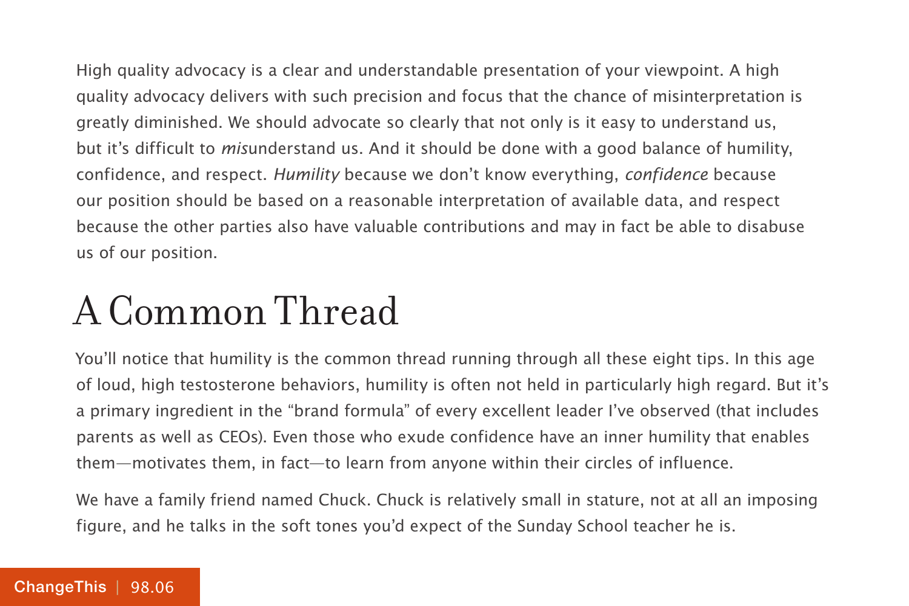High quality advocacy is a clear and understandable presentation of your viewpoint. A high quality advocacy delivers with such precision and focus that the chance of misinterpretation is greatly diminished. We should advocate so clearly that not only is it easy to understand us, but it's difficult to *mis*understand us. And it should be done with a good balance of humility, confidence, and respect. *Humility* because we don't know everything, *confidence* because our position should be based on a reasonable interpretation of available data, and respect because the other parties also have valuable contributions and may in fact be able to disabuse us of our position.

## A Common Thread

You'll notice that humility is the common thread running through all these eight tips. In this age of loud, high testosterone behaviors, humility is often not held in particularly high regard. But it's a primary ingredient in the "brand formula" of every excellent leader I've observed (that includes parents as well as CEOs). Even those who exude confidence have an inner humility that enables them—motivates them, in fact—to learn from anyone within their circles of influence.

We have a family friend named Chuck. Chuck is relatively small in stature, not at all an imposing figure, and he talks in the soft tones you'd expect of the Sunday School teacher he is.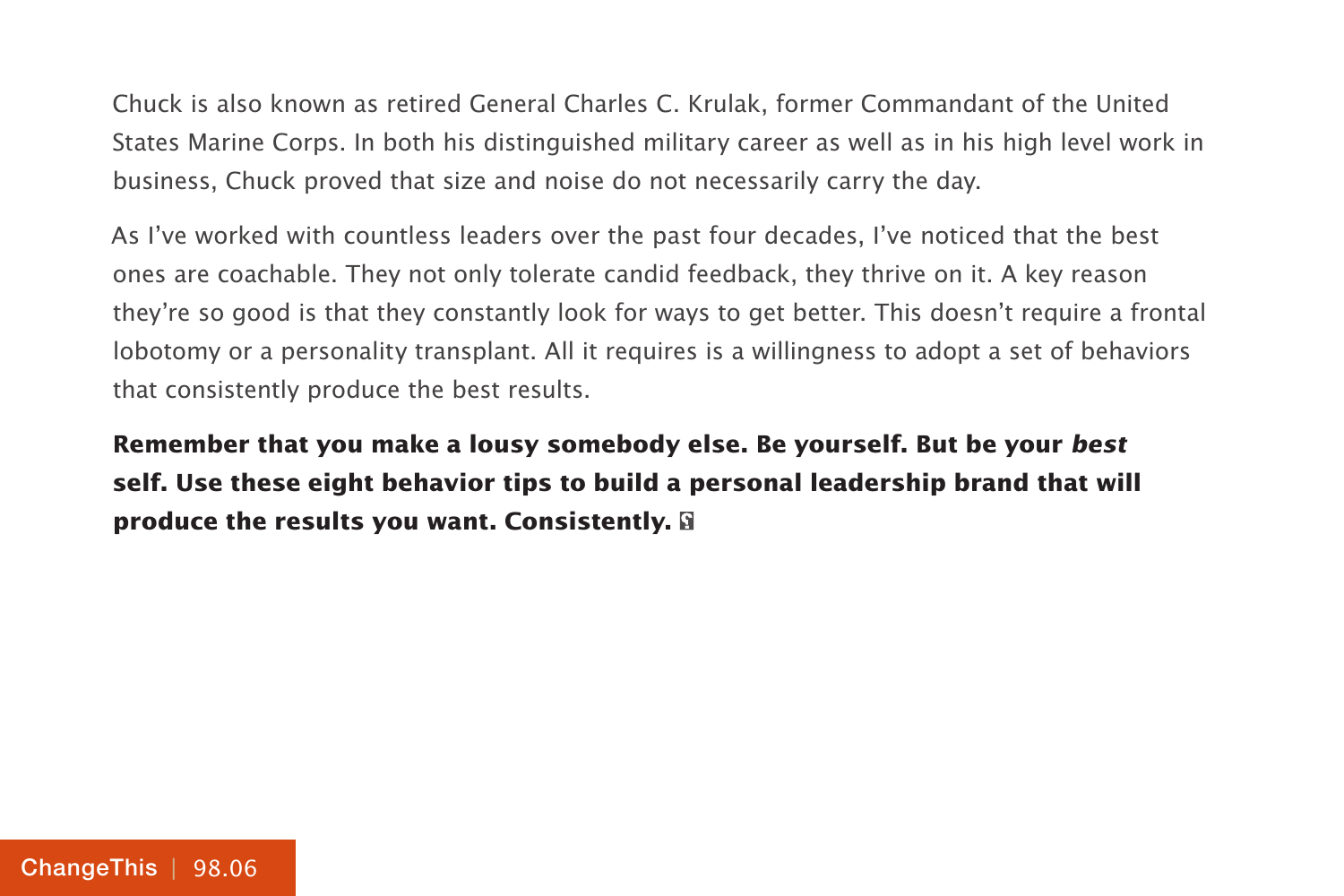Chuck is also known as retired General Charles C. Krulak, former Commandant of the United States Marine Corps. In both his distinguished military career as well as in his high level work in business, Chuck proved that size and noise do not necessarily carry the day.

As I've worked with countless leaders over the past four decades, I've noticed that the best ones are coachable. They not only tolerate candid feedback, they thrive on it. A key reason they're so good is that they constantly look for ways to get better. This doesn't require a frontal lobotomy or a personality transplant. All it requires is a willingness to adopt a set of behaviors that consistently produce the best results.

**Remember that you make a lousy somebody else. Be yourself. But be your *best* self. Use these eight behavior tips to build a personal leadership brand that will produce the results you want. Consistently.**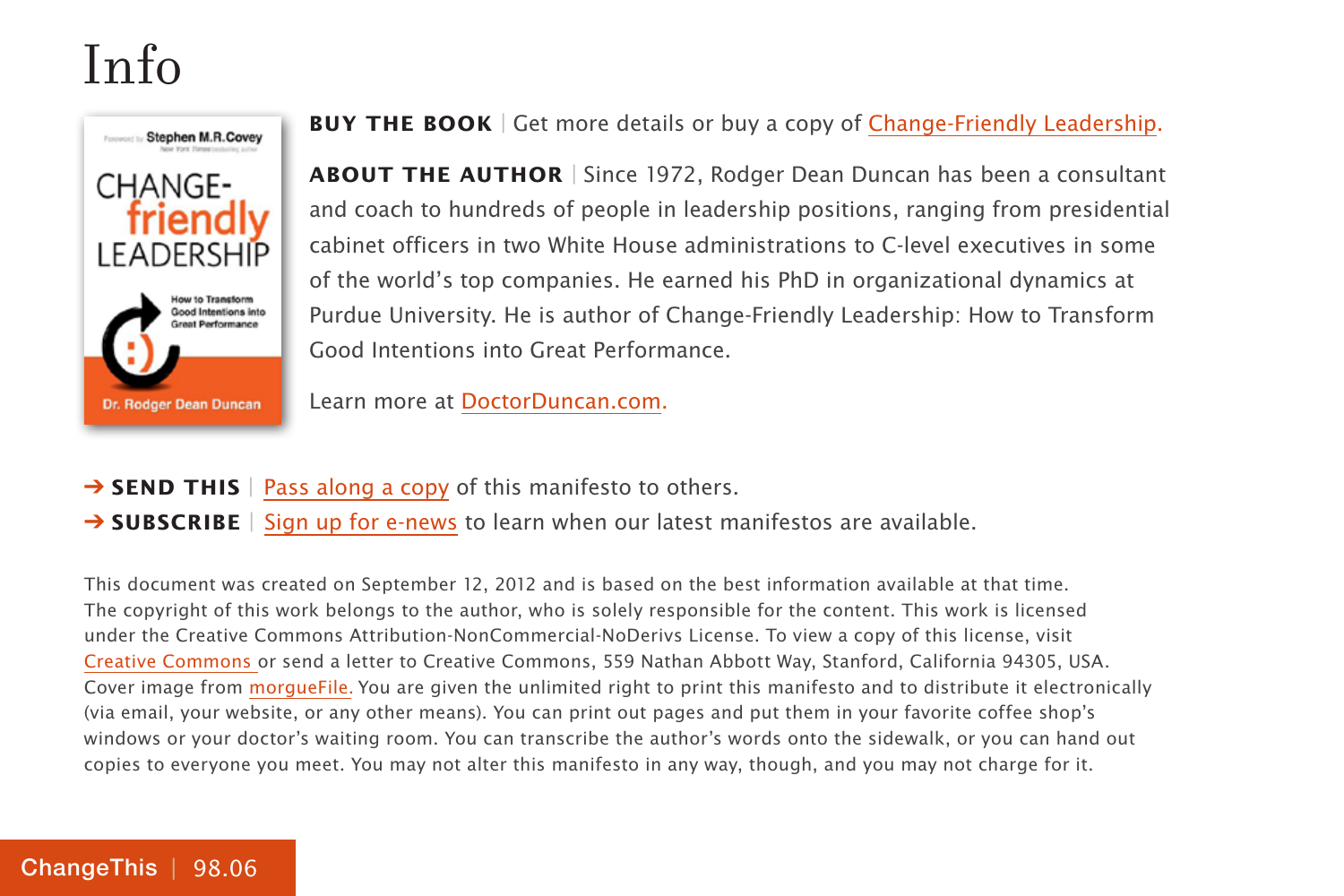# Info

**BUY THE BOOK** | Get more details or buy a copy of Change-Friendly Leadership.

**ABOUT THE AUTHOR** | Since 1972, Rodger Dean Duncan has been a consultant and coach to hundreds of people in leadership positions, ranging from presidential cabinet officers in two White House administrations to C-level executives in some of the world's top companies. He earned his PhD in organizational dynamics at Purdue University. He is author of Change-Friendly Leadership: How to Transform Good Intentions into Great Performance.

Learn more at DoctorDuncan.com.

➔ **SEND THIS** | Pass along a copy of this manifesto to others.

➔ **SUBSCRIBE** | Sign up for e-news to learn when our latest manifestos are available.

This document was created on September 12, 2012 and is based on the best information available at that time. The copyright of this work belongs to the author, who is solely responsible for the content. This work is licensed under the Creative Commons Attribution-NonCommercial-NoDerivs License. To view a copy of this license, visit Creative Commons or send a letter to Creative Commons, 559 Nathan Abbott Way, Stanford, California 94305, USA. Cover image from morgueFile. You are given the unlimited right to print this manifesto and to distribute it electronically (via email, your website, or any other means). You can print out pages and put them in your favorite coffee shop's windows or your doctor's waiting room. You can transcribe the author's words onto the sidewalk, or you can hand out copies to everyone you meet. You may not alter this manifesto in any way, though, and you may not charge for it.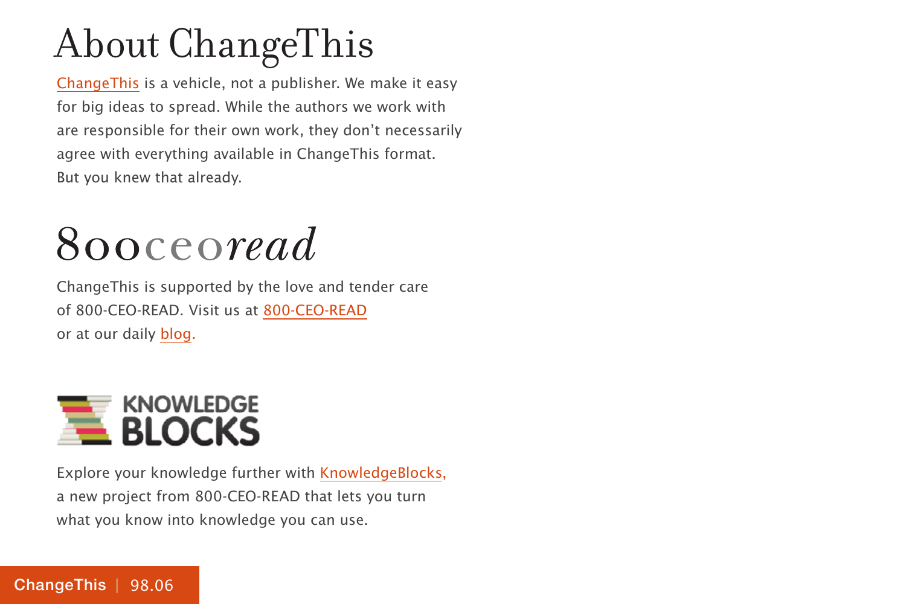# About ChangeThis

ChangeThis is a vehicle, not a publisher. We make it easy for big ideas to spread. While the authors we work with are responsible for their own work, they don't necessarily agree with everything available in ChangeThis format. But you knew that already.

# 800ceo*read*

ChangeThis is supported by the love and tender care of 800-CEO-READ. Visit us at 800-CEO-READ or at our daily blog.

# KNOWLEDGE BLOCKS

Explore your knowledge further with KnowledgeBlocks, a new project from 800-CEO-READ that lets you turn what you know into knowledge you can use.